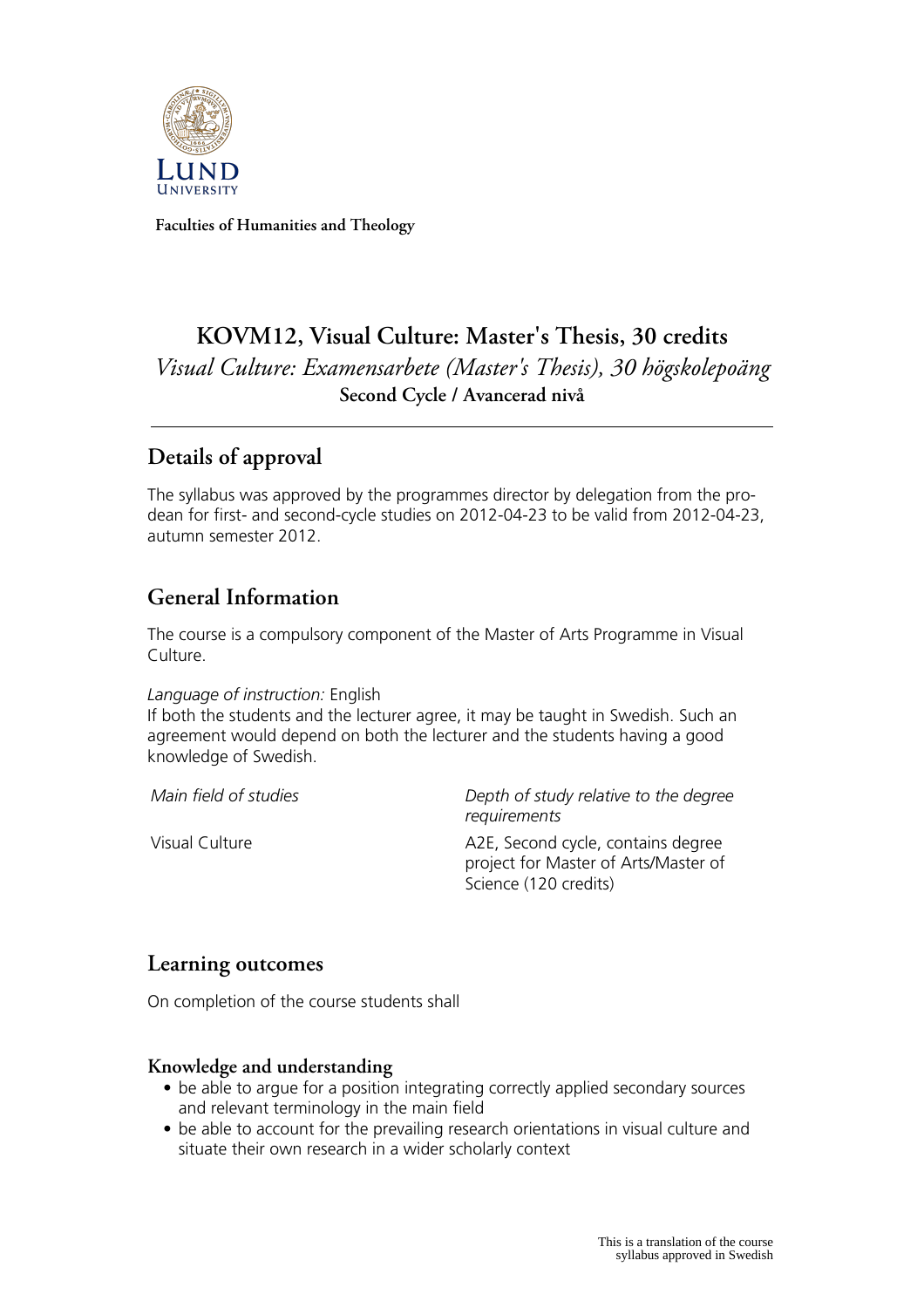Faculties of Humanities and Theology

# KOVM12, Visual Culture: Master's Thesis, 30 credits

*Visual Culture: Examensarbete (Master's Thesis), 30 högskolepoäng*

**Second Cycle / Avancerad nivå**

## Details of approval

The syllabus was approved by the programmes director by delegation from the pro-dean for first- and second-cycle studies on 2012-04-23 to be valid from 2012-04-23, autumn semester 2012.

## General Information

The course is a compulsory component of the Master of Arts Programme in Visual Culture.

*Language of instruction:* English
If both the students and the lecturer agree, it may be taught in Swedish. Such an agreement would depend on both the lecturer and the students having a good knowledge of Swedish.

| *Main field of studies* | *Depth of study relative to the degree requirements* |
| --- | --- |
| Visual Culture | A2E, Second cycle, contains degree project for Master of Arts/Master of Science (120 credits) |

## Learning outcomes

On completion of the course students shall

### Knowledge and understanding

- be able to argue for a position integrating correctly applied secondary sources and relevant terminology in the main field
- be able to account for the prevailing research orientations in visual culture and situate their own research in a wider scholarly context

This is a translation of the course syllabus approved in Swedish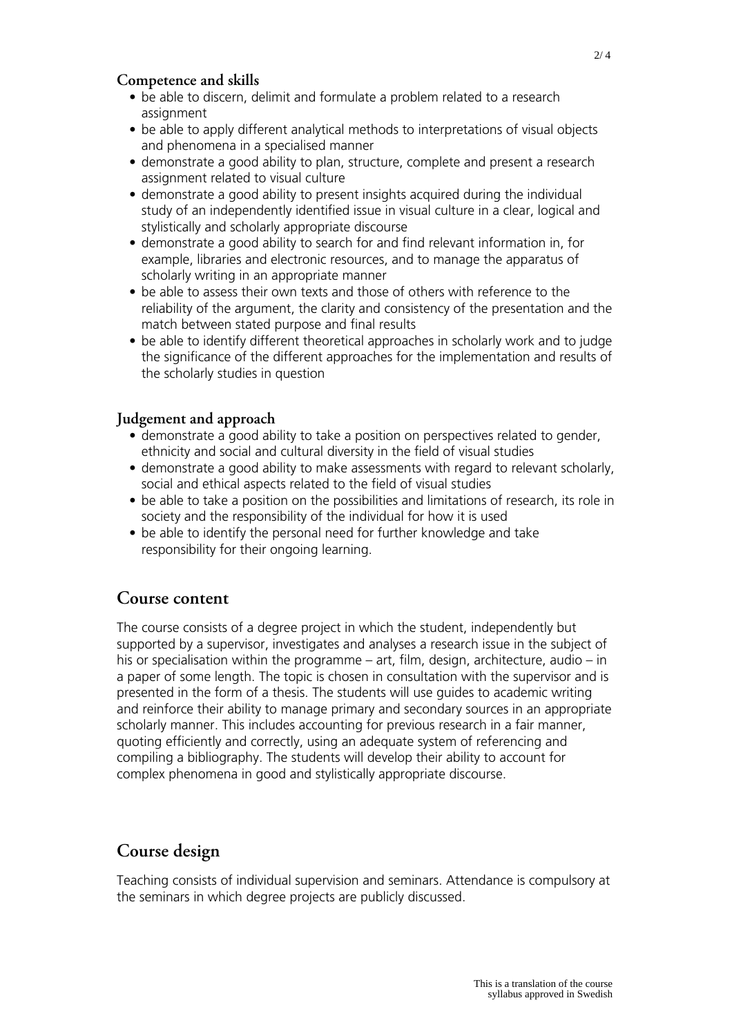### Competence and skills

- be able to discern, delimit and formulate a problem related to a research assignment
- be able to apply different analytical methods to interpretations of visual objects and phenomena in a specialised manner
- demonstrate a good ability to plan, structure, complete and present a research assignment related to visual culture
- demonstrate a good ability to present insights acquired during the individual study of an independently identified issue in visual culture in a clear, logical and stylistically and scholarly appropriate discourse
- demonstrate a good ability to search for and find relevant information in, for example, libraries and electronic resources, and to manage the apparatus of scholarly writing in an appropriate manner
- be able to assess their own texts and those of others with reference to the reliability of the argument, the clarity and consistency of the presentation and the match between stated purpose and final results
- be able to identify different theoretical approaches in scholarly work and to judge the significance of the different approaches for the implementation and results of the scholarly studies in question

### Judgement and approach

- demonstrate a good ability to take a position on perspectives related to gender, ethnicity and social and cultural diversity in the field of visual studies
- demonstrate a good ability to make assessments with regard to relevant scholarly, social and ethical aspects related to the field of visual studies
- be able to take a position on the possibilities and limitations of research, its role in society and the responsibility of the individual for how it is used
- be able to identify the personal need for further knowledge and take responsibility for their ongoing learning.

## Course content

The course consists of a degree project in which the student, independently but supported by a supervisor, investigates and analyses a research issue in the subject of his or specialisation within the programme – art, film, design, architecture, audio – in a paper of some length. The topic is chosen in consultation with the supervisor and is presented in the form of a thesis. The students will use guides to academic writing and reinforce their ability to manage primary and secondary sources in an appropriate scholarly manner. This includes accounting for previous research in a fair manner, quoting efficiently and correctly, using an adequate system of referencing and compiling a bibliography. The students will develop their ability to account for complex phenomena in good and stylistically appropriate discourse.

## Course design

Teaching consists of individual supervision and seminars. Attendance is compulsory at the seminars in which degree projects are publicly discussed.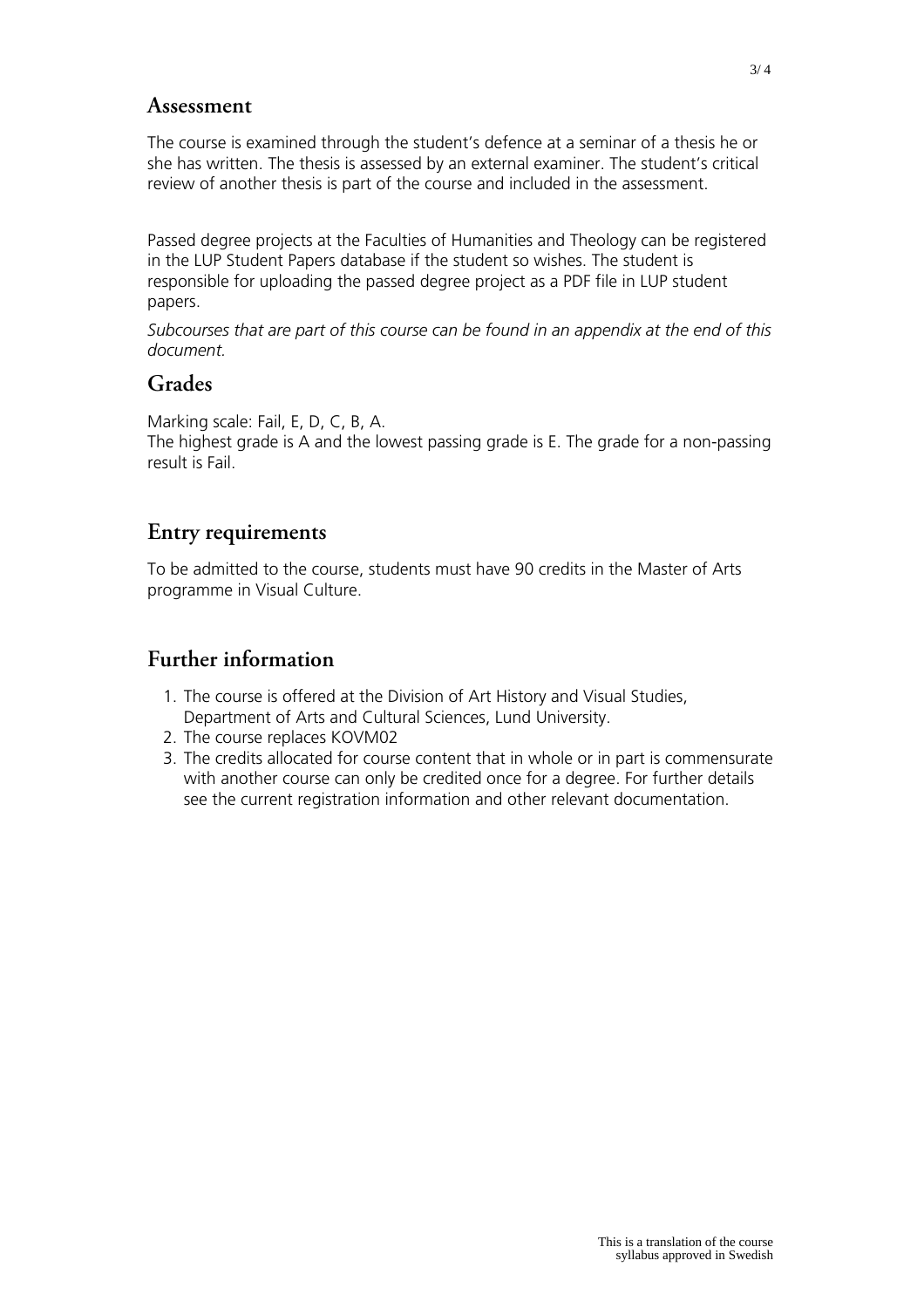## Assessment

The course is examined through the student's defence at a seminar of a thesis he or she has written. The thesis is assessed by an external examiner. The student's critical review of another thesis is part of the course and included in the assessment.

Passed degree projects at the Faculties of Humanities and Theology can be registered in the LUP Student Papers database if the student so wishes. The student is responsible for uploading the passed degree project as a PDF file in LUP student papers.

*Subcourses that are part of this course can be found in an appendix at the end of this document.*

## Grades

Marking scale: Fail, E, D, C, B, A.
The highest grade is A and the lowest passing grade is E. The grade for a non-passing result is Fail.

## Entry requirements

To be admitted to the course, students must have 90 credits in the Master of Arts programme in Visual Culture.

## Further information

1. The course is offered at the Division of Art History and Visual Studies, Department of Arts and Cultural Sciences, Lund University.
2. The course replaces KOVM02
3. The credits allocated for course content that in whole or in part is commensurate with another course can only be credited once for a degree. For further details see the current registration information and other relevant documentation.

This is a translation of the course syllabus approved in Swedish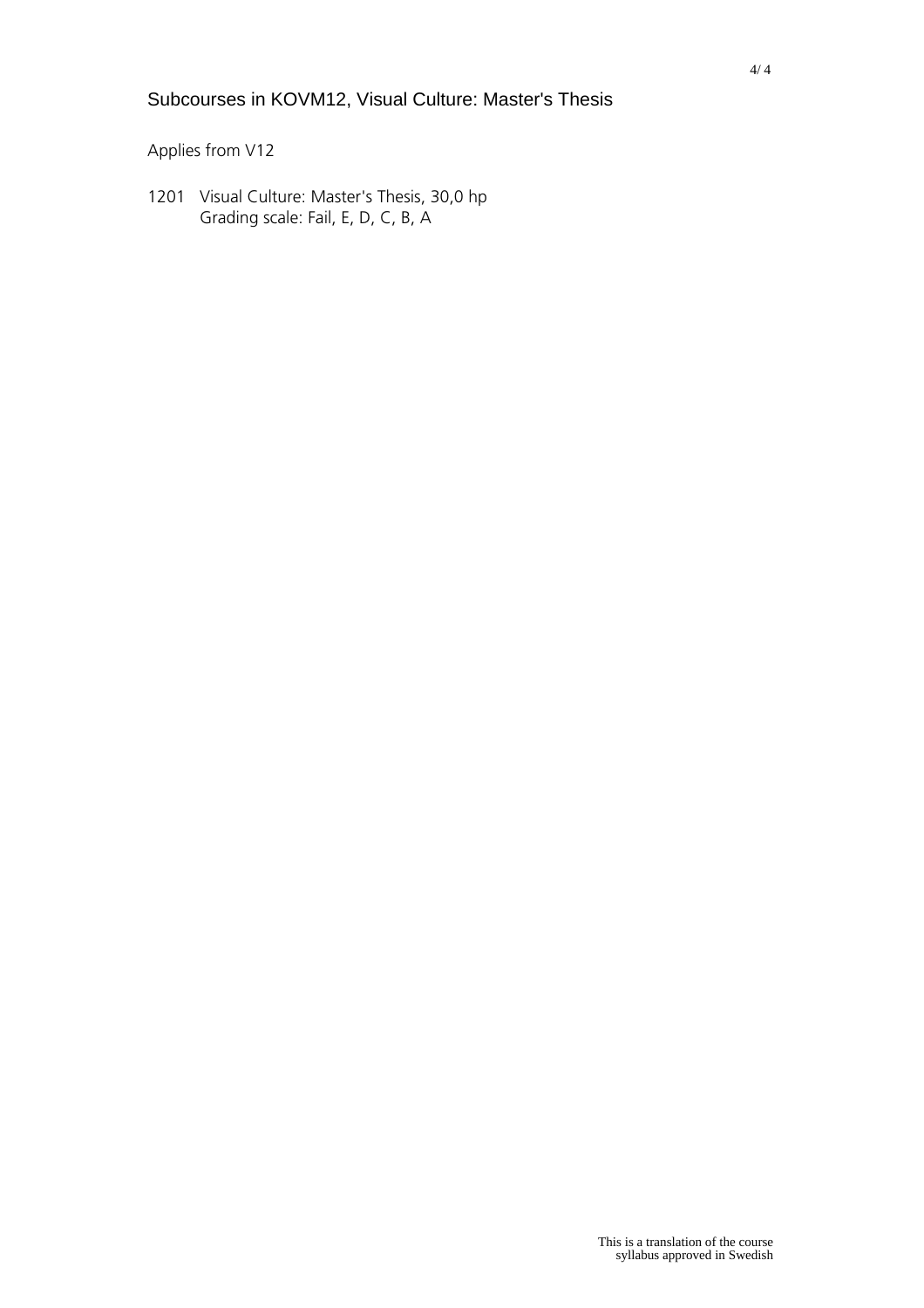## Subcourses in KOVM12, Visual Culture: Master's Thesis

Applies from V12

1201 Visual Culture: Master's Thesis, 30,0 hp
Grading scale: Fail, E, D, C, B, A

This is a translation of the course syllabus approved in Swedish